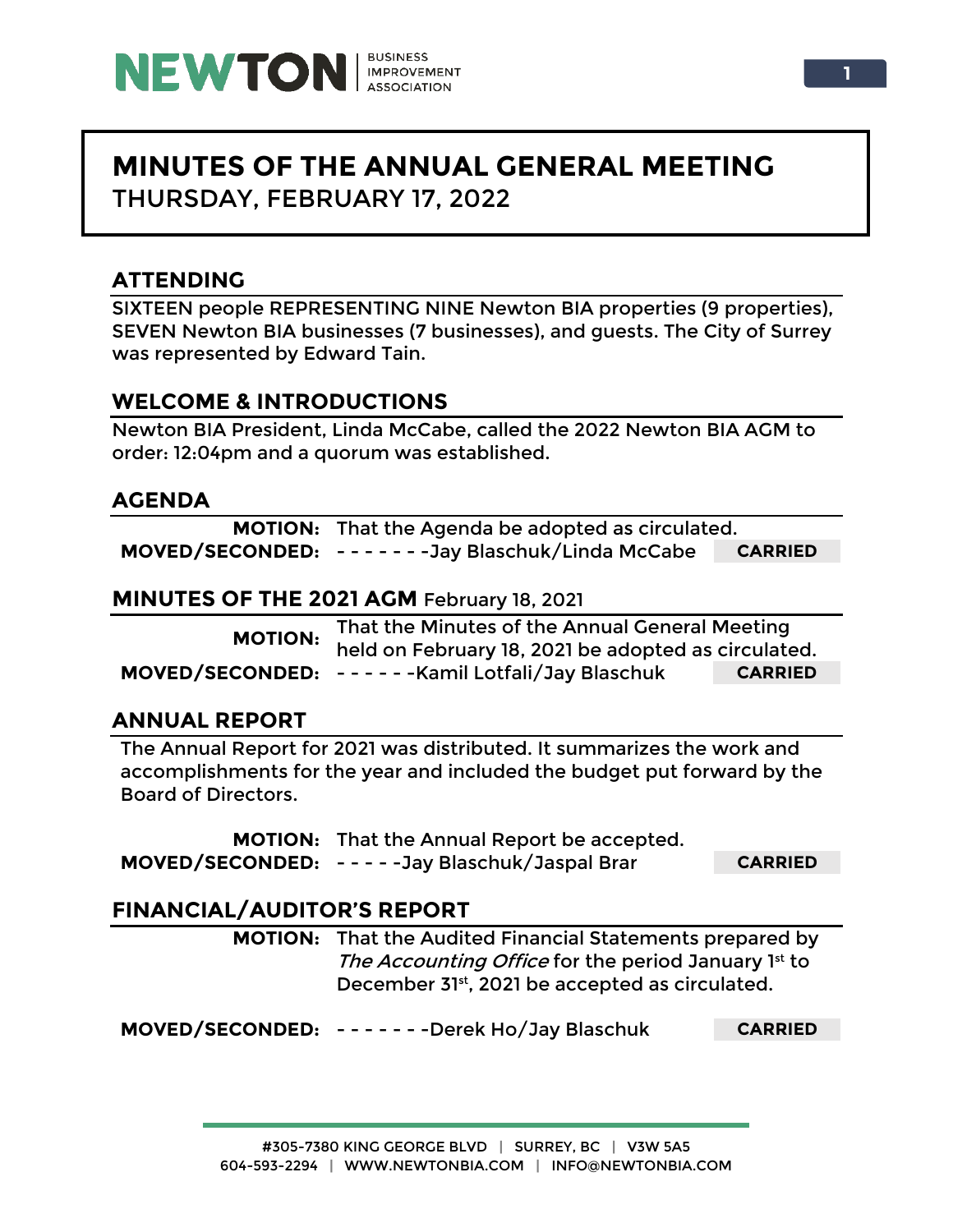# MINUTES OF THE ANNUAL GENERAL MEETING

THURSDAY, FEBRUARY 17, 2022

## ATTENDING

SIXTEEN people REPRESENTING NINE Newton BIA properties (9 properties), SEVEN Newton BIA businesses (7 businesses), and guests. The City of Surrey was represented by Edward Tain.

## WELCOME & INTRODUCTIONS

Newton BIA President, Linda McCabe, called the 2022 Newton BIA AGM to order: 12:04pm and a quorum was established.

## AGENDA

**MOTION:** That the Agenda be adopted as circulated.

**MOVED/SECONDED:** - - - - - - -Jay Blaschuk/Linda McCabe **CARRIED**

## MINUTES OF THE 2021 AGM February 18, 2021

**MOTION:** That the Minutes of the Annual General Meeting held on February 18, 2021 be adopted as circulated.

**MOVED/SECONDED:** - - - - - -Kamil Lotfali/Jay Blaschuk **CARRIED**

## ANNUAL REPORT

The Annual Report for 2021 was distributed. It summarizes the work and accomplishments for the year and included the budget put forward by the Board of Directors.

**MOTION:** That the Annual Report be accepted.

**MOVED/SECONDED:** - - - - -Jay Blaschuk/Jaspal Brar **CARRIED**

## FINANCIAL/AUDITOR'S REPORT

**MOTION:** That the Audited Financial Statements prepared by *The Accounting Office* for the period January 1st to December 31st, 2021 be accepted as circulated.

**MOVED/SECONDED:** - - - - - - -Derek Ho/Jay Blaschuk **CARRIED**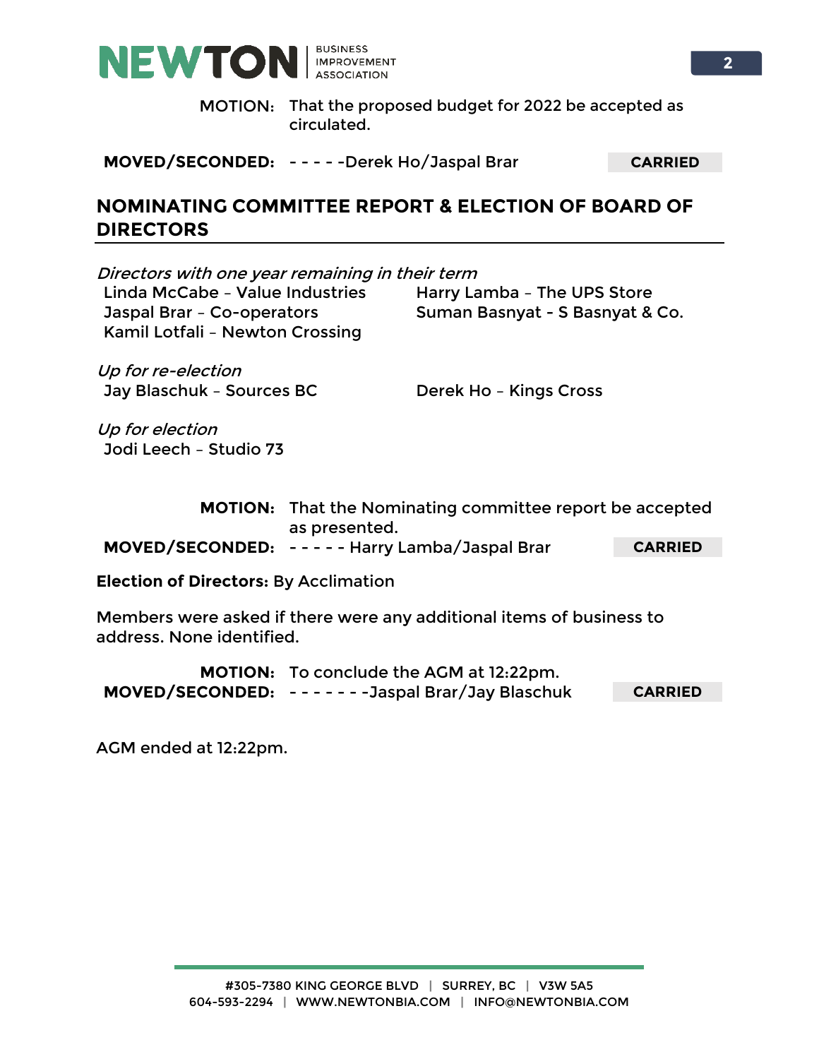MOTION: That the proposed budget for 2022 be accepted as circulated.

**MOVED/SECONDED:** - - - - -Derek Ho/Jaspal Brar **CARRIED**

## NOMINATING COMMITTEE REPORT & ELECTION OF BOARD OF DIRECTORS

*Directors with one year remaining in their term*

Linda McCabe – Value Industries
Jaspal Brar – Co-operators
Kamil Lotfali – Newton Crossing
Harry Lamba – The UPS Store
Suman Basnyat - S Basnyat & Co.

*Up for re-election*

Jay Blaschuk – Sources BC
Derek Ho – Kings Cross

*Up for election*

Jodi Leech – Studio 73

**MOTION:** That the Nominating committee report be accepted as presented.

**MOVED/SECONDED:** - - - - - Harry Lamba/Jaspal Brar **CARRIED**

**Election of Directors:** By Acclimation

Members were asked if there were any additional items of business to address. None identified.

**MOTION:** To conclude the AGM at 12:22pm.

**MOVED/SECONDED:** - - - - - - -Jaspal Brar/Jay Blaschuk **CARRIED**

AGM ended at 12:22pm.